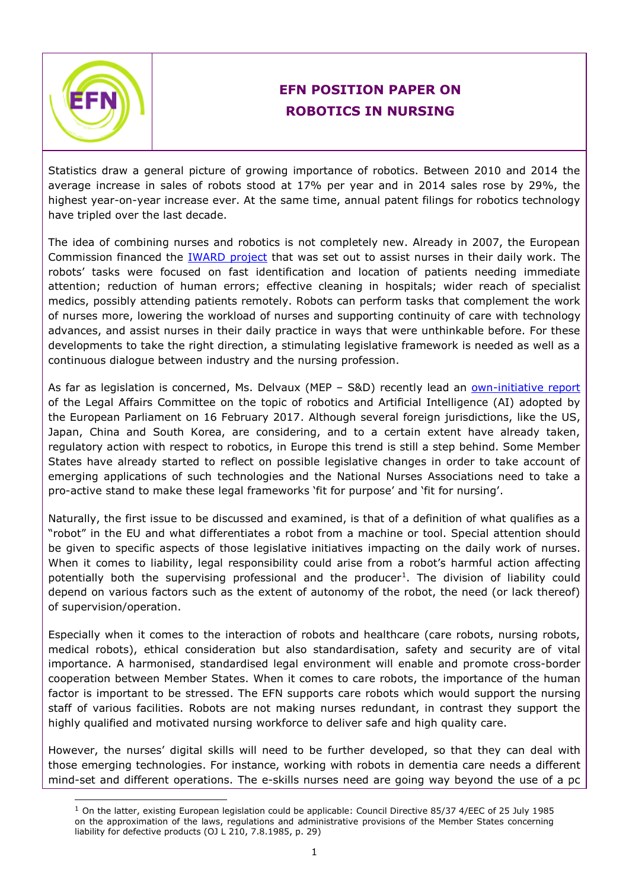# EFN POSITION PAPER ON ROBOTICS IN NURSING

Statistics draw a general picture of growing importance of robotics. Between 2010 and 2014 the average increase in sales of robots stood at 17% per year and in 2014 sales rose by 29%, the highest year-on-year increase ever. At the same time, annual patent filings for robotics technology have tripled over the last decade.

The idea of combining nurses and robotics is not completely new. Already in 2007, the European Commission financed the IWARD project that was set out to assist nurses in their daily work. The robots' tasks were focused on fast identification and location of patients needing immediate attention; reduction of human errors; effective cleaning in hospitals; wider reach of specialist medics, possibly attending patients remotely. Robots can perform tasks that complement the work of nurses more, lowering the workload of nurses and supporting continuity of care with technology advances, and assist nurses in their daily practice in ways that were unthinkable before. For these developments to take the right direction, a stimulating legislative framework is needed as well as a continuous dialogue between industry and the nursing profession.

As far as legislation is concerned, Ms. Delvaux (MEP – S&D) recently lead an own-initiative report of the Legal Affairs Committee on the topic of robotics and Artificial Intelligence (AI) adopted by the European Parliament on 16 February 2017. Although several foreign jurisdictions, like the US, Japan, China and South Korea, are considering, and to a certain extent have already taken, regulatory action with respect to robotics, in Europe this trend is still a step behind. Some Member States have already started to reflect on possible legislative changes in order to take account of emerging applications of such technologies and the National Nurses Associations need to take a pro-active stand to make these legal frameworks 'fit for purpose' and 'fit for nursing'.

Naturally, the first issue to be discussed and examined, is that of a definition of what qualifies as a "robot" in the EU and what differentiates a robot from a machine or tool. Special attention should be given to specific aspects of those legislative initiatives impacting on the daily work of nurses. When it comes to liability, legal responsibility could arise from a robot's harmful action affecting potentially both the supervising professional and the producer[1]. The division of liability could depend on various factors such as the extent of autonomy of the robot, the need (or lack thereof) of supervision/operation.

Especially when it comes to the interaction of robots and healthcare (care robots, nursing robots, medical robots), ethical consideration but also standardisation, safety and security are of vital importance. A harmonised, standardised legal environment will enable and promote cross-border cooperation between Member States. When it comes to care robots, the importance of the human factor is important to be stressed. The EFN supports care robots which would support the nursing staff of various facilities. Robots are not making nurses redundant, in contrast they support the highly qualified and motivated nursing workforce to deliver safe and high quality care.

However, the nurses' digital skills will need to be further developed, so that they can deal with those emerging technologies. For instance, working with robots in dementia care needs a different mind-set and different operations. The e-skills nurses need are going way beyond the use of a pc

[1] On the latter, existing European legislation could be applicable: Council Directive 85/37 4/EEC of 25 July 1985 on the approximation of the laws, regulations and administrative provisions of the Member States concerning liability for defective products (OJ L 210, 7.8.1985, p. 29)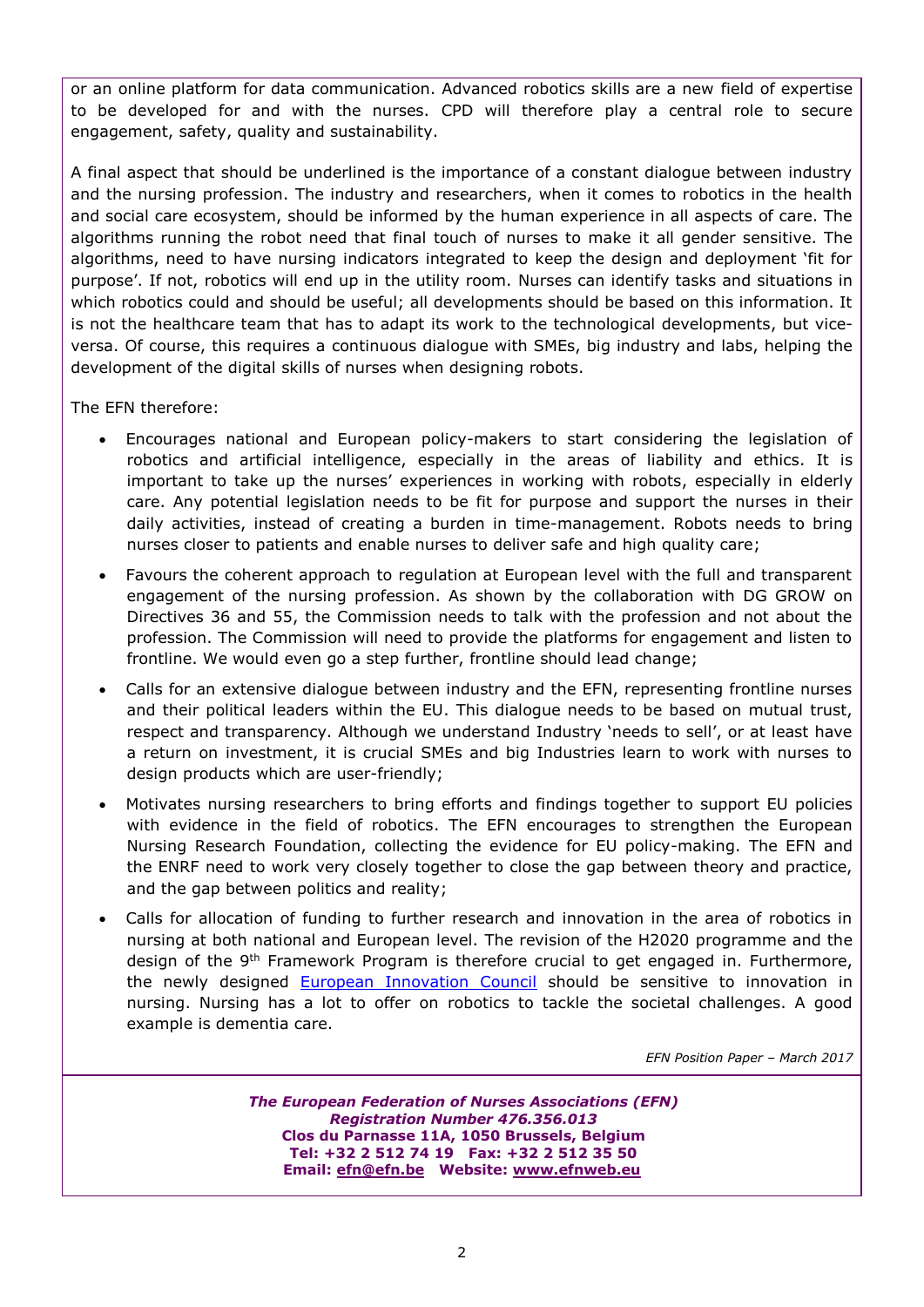or an online platform for data communication. Advanced robotics skills are a new field of expertise to be developed for and with the nurses. CPD will therefore play a central role to secure engagement, safety, quality and sustainability.

A final aspect that should be underlined is the importance of a constant dialogue between industry and the nursing profession. The industry and researchers, when it comes to robotics in the health and social care ecosystem, should be informed by the human experience in all aspects of care. The algorithms running the robot need that final touch of nurses to make it all gender sensitive. The algorithms, need to have nursing indicators integrated to keep the design and deployment 'fit for purpose'. If not, robotics will end up in the utility room. Nurses can identify tasks and situations in which robotics could and should be useful; all developments should be based on this information. It is not the healthcare team that has to adapt its work to the technological developments, but vice-versa. Of course, this requires a continuous dialogue with SMEs, big industry and labs, helping the development of the digital skills of nurses when designing robots.

The EFN therefore:

- Encourages national and European policy-makers to start considering the legislation of robotics and artificial intelligence, especially in the areas of liability and ethics. It is important to take up the nurses' experiences in working with robots, especially in elderly care. Any potential legislation needs to be fit for purpose and support the nurses in their daily activities, instead of creating a burden in time-management. Robots needs to bring nurses closer to patients and enable nurses to deliver safe and high quality care;
- Favours the coherent approach to regulation at European level with the full and transparent engagement of the nursing profession. As shown by the collaboration with DG GROW on Directives 36 and 55, the Commission needs to talk with the profession and not about the profession. The Commission will need to provide the platforms for engagement and listen to frontline. We would even go a step further, frontline should lead change;
- Calls for an extensive dialogue between industry and the EFN, representing frontline nurses and their political leaders within the EU. This dialogue needs to be based on mutual trust, respect and transparency. Although we understand Industry 'needs to sell', or at least have a return on investment, it is crucial SMEs and big Industries learn to work with nurses to design products which are user-friendly;
- Motivates nursing researchers to bring efforts and findings together to support EU policies with evidence in the field of robotics. The EFN encourages to strengthen the European Nursing Research Foundation, collecting the evidence for EU policy-making. The EFN and the ENRF need to work very closely together to close the gap between theory and practice, and the gap between politics and reality;
- Calls for allocation of funding to further research and innovation in the area of robotics in nursing at both national and European level. The revision of the H2020 programme and the design of the 9th Framework Program is therefore crucial to get engaged in. Furthermore, the newly designed [European Innovation Council](#) should be sensitive to innovation in nursing. Nursing has a lot to offer on robotics to tackle the societal challenges. A good example is dementia care.

*EFN Position Paper – March 2017*

***The European Federation of Nurses Associations (EFN)***
***Registration Number 476.356.013***
**Clos du Parnasse 11A, 1050 Brussels, Belgium**
**Tel: +32 2 512 74 19 Fax: +32 2 512 35 50**
**Email: efn@efn.be Website: www.efnweb.eu**